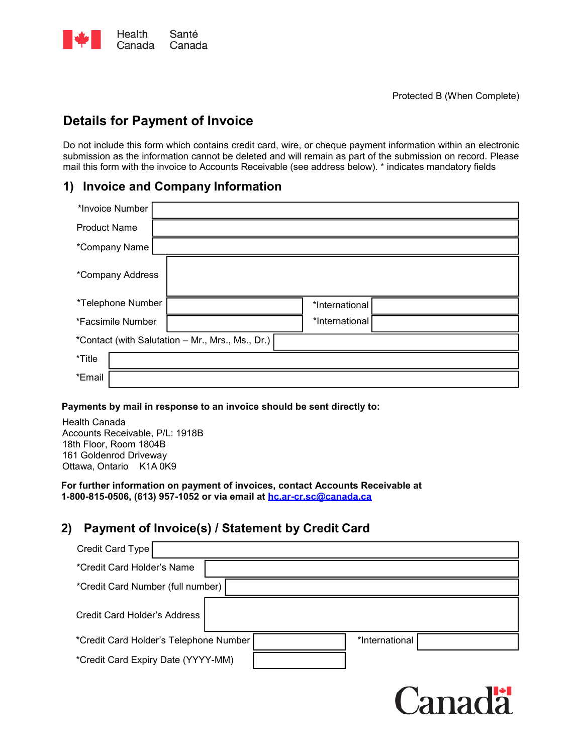Health Canada / Santé Canada

Protected B (When Complete)

# Details for Payment of Invoice

Do not include this form which contains credit card, wire, or cheque payment information within an electronic submission as the information cannot be deleted and will remain as part of the submission on record. Please mail this form with the invoice to Accounts Receivable (see address below). * indicates mandatory fields

## 1) Invoice and Company Information

| Field | Value | Field | Value |
|---|---|---|---|
| *Invoice Number | | | |
| Product Name | | | |
| *Company Name | | | |
| *Company Address | | | |
| *Telephone Number | | *International | |
| *Facsimile Number | | *International | |
| *Contact (with Salutation – Mr., Mrs., Ms., Dr.) | | | |
| *Title | | | |
| *Email | | | |

**Payments by mail in response to an invoice should be sent directly to:**

Health Canada
Accounts Receivable, P/L: 1918B
18th Floor, Room 1804B
161 Goldenrod Driveway
Ottawa, Ontario K1A 0K9

**For further information on payment of invoices, contact Accounts Receivable at 1-800-815-0506, (613) 957-1052 or via email at hc.ar-cr.sc@canada.ca**

## 2) Payment of Invoice(s) / Statement by Credit Card

| Field | Value | Field | Value |
|---|---|---|---|
| Credit Card Type | | | |
| *Credit Card Holder's Name | | | |
| *Credit Card Number (full number) | | | |
| Credit Card Holder's Address | | | |
| *Credit Card Holder's Telephone Number | | *International | |
| *Credit Card Expiry Date (YYYY-MM) | | | |

Canada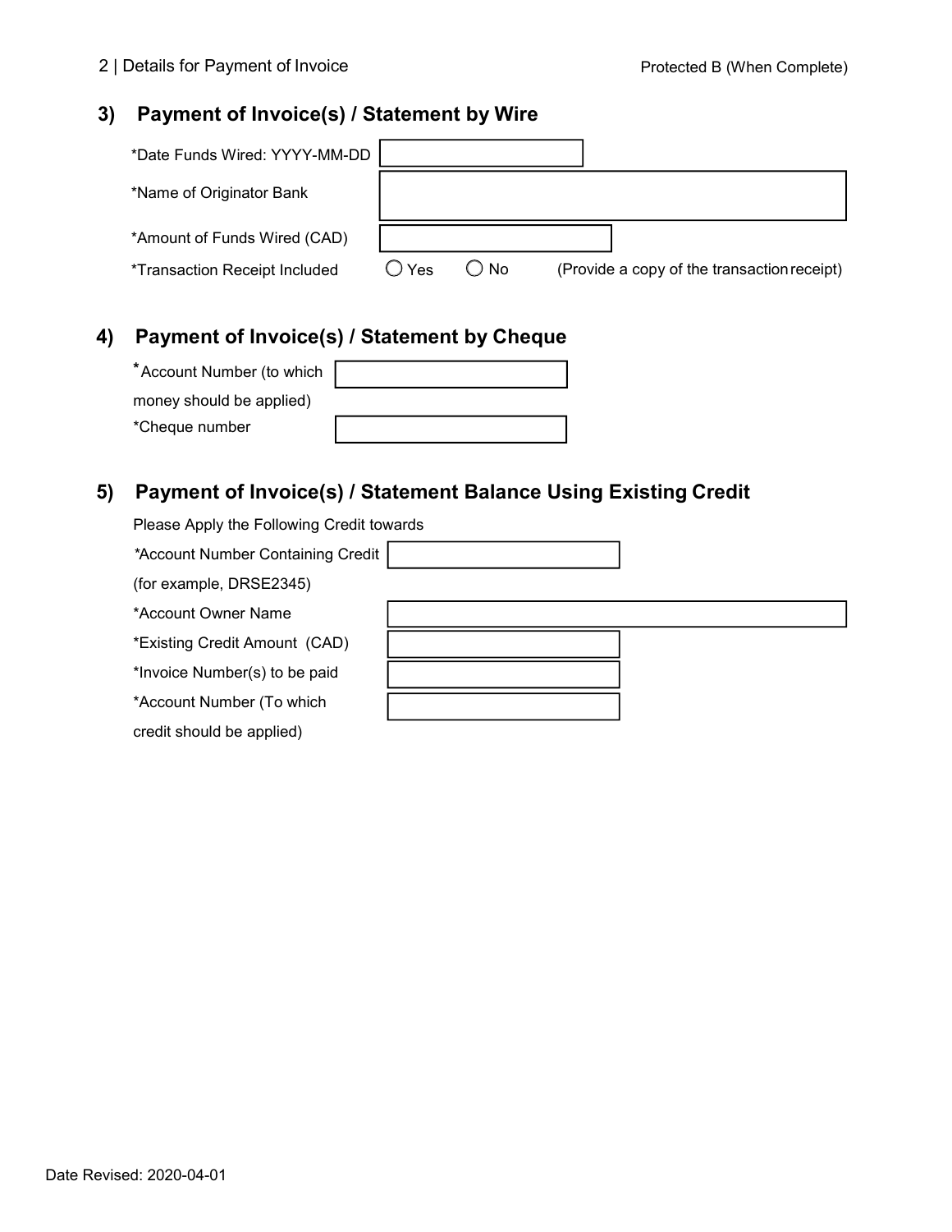## 3) Payment of Invoice(s) / Statement by Wire

*Date Funds Wired: YYYY-MM-DD

*Name of Originator Bank

*Amount of Funds Wired (CAD)

*Transaction Receipt Included ◯ Yes ◯ No (Provide a copy of the transaction receipt)

## 4) Payment of Invoice(s) / Statement by Cheque

*Account Number (to which money should be applied)

*Cheque number

## 5) Payment of Invoice(s) / Statement Balance Using Existing Credit

Please Apply the Following Credit towards

*Account Number Containing Credit (for example, DRSE2345)

*Account Owner Name

*Existing Credit Amount (CAD)

*Invoice Number(s) to be paid

*Account Number (To which credit should be applied)

Date Revised: 2020-04-01